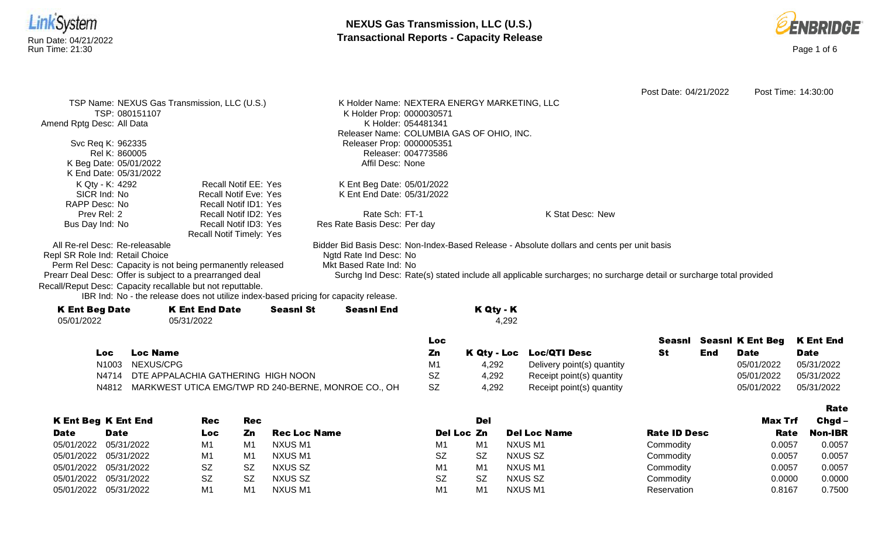# NEXUS Gas Transmission, LLC (U.S.)
## Transactional Reports - Capacity Release

Run Date: 04/21/2022
Run Time: 21:30

Post Date: 04/21/2022 Post Time: 14:30:00

TSP Name: NEXUS Gas Transmission, LLC (U.S.)
TSP: 080151107
Amend Rptg Desc: All Data

Svc Req K: 962335
Rel K: 860005
K Beg Date: 05/01/2022
K End Date: 05/31/2022
K Qty - K: 4292
SICR Ind: No
RAPP Desc: No
Prev Rel: 2
Bus Day Ind: No

Recall Notif EE: Yes
Recall Notif Eve: Yes
Recall Notif ID1: Yes
Recall Notif ID2: Yes
Recall Notif ID3: Yes
Recall Notif Timely: Yes

K Holder Name: NEXTERA ENERGY MARKETING, LLC
K Holder Prop: 0000030571
K Holder: 054481341
Releaser Name: COLUMBIA GAS OF OHIO, INC.
Releaser Prop: 0000005351
Releaser: 004773586
Affil Desc: None

K Ent Beg Date: 05/01/2022
K Ent End Date: 05/31/2022

Rate Sch: FT-1
Res Rate Basis Desc: Per day

K Stat Desc: New

All Re-rel Desc: Re-releasable
Repl SR Role Ind: Retail Choice
Perm Rel Desc: Capacity is not being permanently released
Prearr Deal Desc: Offer is subject to a prearranged deal
Recall/Reput Desc: Capacity recallable but not reputtable.
IBR Ind: No - the release does not utilize index-based pricing for capacity release.

Bidder Bid Basis Desc: Non-Index-Based Release - Absolute dollars and cents per unit basis
Ngtd Rate Ind Desc: No
Mkt Based Rate Ind: No
Surchg Ind Desc: Rate(s) stated include all applicable surcharges; no surcharge detail or surcharge total provided

| K Ent Beg Date | K Ent End Date | Seasnl St | Seasnl End | K Qty - K |
|---|---|---|---|---|
| 05/01/2022 | 05/31/2022 | | | 4,292 |

| Loc | Loc Name | Loc Zn | K Qty - Loc | Loc/QTI Desc | Seasnl St | Seasnl End | K Ent Beg Date | K Ent End Date |
|---|---|---|---|---|---|---|---|---|
| N1003 | NEXUS/CPG | M1 | 4,292 | Delivery point(s) quantity | | | 05/01/2022 | 05/31/2022 |
| N4714 | DTE APPALACHIA GATHERING HIGH NOON | SZ | 4,292 | Receipt point(s) quantity | | | 05/01/2022 | 05/31/2022 |
| N4812 | MARKWEST UTICA EMG/TWP RD 240-BERNE, MONROE CO., OH | SZ | 4,292 | Receipt point(s) quantity | | | 05/01/2022 | 05/31/2022 |

| K Ent Beg Date | K Ent End Date | Rec Loc | Rec Zn | Rec Loc Name | Del Loc | Del Zn | Del Loc Name | Rate ID Desc | Max Trf Rate | Rate Chgd – Non-IBR |
|---|---|---|---|---|---|---|---|---|---|---|
| 05/01/2022 | 05/31/2022 | M1 | M1 | NXUS M1 | M1 | M1 | NXUS M1 | Commodity | 0.0057 | 0.0057 |
| 05/01/2022 | 05/31/2022 | M1 | M1 | NXUS M1 | SZ | SZ | NXUS SZ | Commodity | 0.0057 | 0.0057 |
| 05/01/2022 | 05/31/2022 | SZ | SZ | NXUS SZ | M1 | M1 | NXUS M1 | Commodity | 0.0057 | 0.0057 |
| 05/01/2022 | 05/31/2022 | SZ | SZ | NXUS SZ | SZ | SZ | NXUS SZ | Commodity | 0.0000 | 0.0000 |
| 05/01/2022 | 05/31/2022 | M1 | M1 | NXUS M1 | M1 | M1 | NXUS M1 | Reservation | 0.8167 | 0.7500 |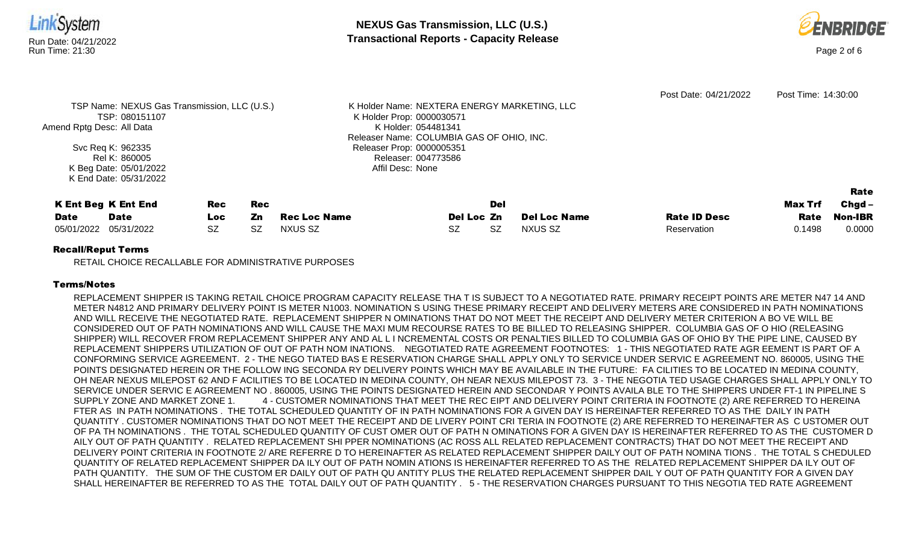Post Date: 04/21/2022 Post Time: 14:30:00

TSP Name: NEXUS Gas Transmission, LLC (U.S.)
TSP: 080151107
Amend Rptg Desc: All Data

Svc Req K: 962335
Rel K: 860005
K Beg Date: 05/01/2022
K End Date: 05/31/2022

K Holder Name: NEXTERA ENERGY MARKETING, LLC
K Holder Prop: 0000030571
K Holder: 054481341
Releaser Name: COLUMBIA GAS OF OHIO, INC.
Releaser Prop: 0000005351
Releaser: 004773586
Affil Desc: None

| K Ent Beg Date | K Ent End Date | Rec Loc | Rec Zn | Rec Loc Name | Del Loc | Del Zn | Del Loc Name | Rate ID Desc | Max Trf Rate | Rate Chgd – Non-IBR |
|---|---|---|---|---|---|---|---|---|---|---|
| 05/01/2022 | 05/31/2022 | SZ | SZ | NXUS SZ | SZ | SZ | NXUS SZ | Reservation | 0.1498 | 0.0000 |

**Recall/Reput Terms**

RETAIL CHOICE RECALLABLE FOR ADMINISTRATIVE PURPOSES

**Terms/Notes**

REPLACEMENT SHIPPER IS TAKING RETAIL CHOICE PROGRAM CAPACITY RELEASE THA T IS SUBJECT TO A NEGOTIATED RATE. PRIMARY RECEIPT POINTS ARE METER N47 14 AND METER N4812 AND PRIMARY DELIVERY POINT IS METER N1003. NOMINATION S USING THESE PRIMARY RECEIPT AND DELIVERY METERS ARE CONSIDERED IN PATH NOMINATIONS AND WILL RECEIVE THE NEGOTIATED RATE. REPLACEMENT SHIPPER N OMINATIONS THAT DO NOT MEET THE RECEIPT AND DELIVERY METER CRITERION A BO VE WILL BE CONSIDERED OUT OF PATH NOMINATIONS AND WILL CAUSE THE MAXI MUM RECOURSE RATES TO BE BILLED TO RELEASING SHIPPER. COLUMBIA GAS OF O HIO (RELEASING SHIPPER) WILL RECOVER FROM REPLACEMENT SHIPPER ANY AND AL L I NCREMENTAL COSTS OR PENALTIES BILLED TO COLUMBIA GAS OF OHIO BY THE PIPE LINE, CAUSED BY REPLACEMENT SHIPPERS UTILIZATION OF OUT OF PATH NOM INATIONS. NEGOTIATED RATE AGREEMENT FOOTNOTES: 1 - THIS NEGOTIATED RATE AGR EEMENT IS PART OF A CONFORMING SERVICE AGREEMENT. 2 - THE NEGO TIATED BAS E RESERVATION CHARGE SHALL APPLY ONLY TO SERVICE UNDER SERVIC E AGREEMENT NO. 860005, USING THE POINTS DESIGNATED HEREIN OR THE FOLLOW ING SECONDA RY DELIVERY POINTS WHICH MAY BE AVAILABLE IN THE FUTURE: FA CILITIES TO BE LOCATED IN MEDINA COUNTY, OH NEAR NEXUS MILEPOST 62 AND F ACILITIES TO BE LOCATED IN MEDINA COUNTY, OH NEAR NEXUS MILEPOST 73. 3 - THE NEGOTIA TED USAGE CHARGES SHALL APPLY ONLY TO SERVICE UNDER SERVIC E AGREEMENT NO . 860005, USING THE POINTS DESIGNATED HEREIN AND SECONDAR Y POINTS AVAILA BLE TO THE SHIPPERS UNDER FT-1 IN PIPELINE S SUPPLY ZONE AND MARKET ZONE 1. 4 - CUSTOMER NOMINATIONS THAT MEET THE REC EIPT AND DELIVERY POINT CRITERIA IN FOOTNOTE (2) ARE REFERRED TO HEREINA FTER AS IN PATH NOMINATIONS . THE TOTAL SCHEDULED QUANTITY OF IN PATH NOMINATIONS FOR A GIVEN DAY IS HEREINAFTER REFERRED TO AS THE DAILY IN PATH QUANTITY . CUSTOMER NOMINATIONS THAT DO NOT MEET THE RECEIPT AND DE LIVERY POINT CRI TERIA IN FOOTNOTE (2) ARE REFERRED TO HEREINAFTER AS C USTOMER OUT OF PA TH NOMINATIONS . THE TOTAL SCHEDULED QUANTITY OF CUST OMER OUT OF PATH N OMINATIONS FOR A GIVEN DAY IS HEREINAFTER REFERRED TO AS THE CUSTOMER D AILY OUT OF PATH QUANTITY . RELATED REPLACEMENT SHI PPER NOMINATIONS (AC ROSS ALL RELATED REPLACEMENT CONTRACTS) THAT DO NOT MEET THE RECEIPT AND DELIVERY POINT CRITERIA IN FOOTNOTE 2/ ARE REFERRE D TO HEREINAFTER AS RELATED REPLACEMENT SHIPPER DAILY OUT OF PATH NOMINA TIONS . THE TOTAL S CHEDULED QUANTITY OF RELATED REPLACEMENT SHIPPER DA ILY OUT OF PATH NOMIN ATIONS IS HEREINAFTER REFERRED TO AS THE RELATED REPLACEMENT SHIPPER DA ILY OUT OF PATH QUANTITY. THE SUM OF THE CUSTOM ER DAILY OUT OF PATH QU ANTITY PLUS THE RELATED REPLACEMENT SHIPPER DAIL Y OUT OF PATH QUANTITY FOR A GIVEN DAY SHALL HEREINAFTER BE REFERRED TO AS THE TOTAL DAILY OUT OF PATH QUANTITY . 5 - THE RESERVATION CHARGES PURSUANT TO THIS NEGOTIA TED RATE AGREEMENT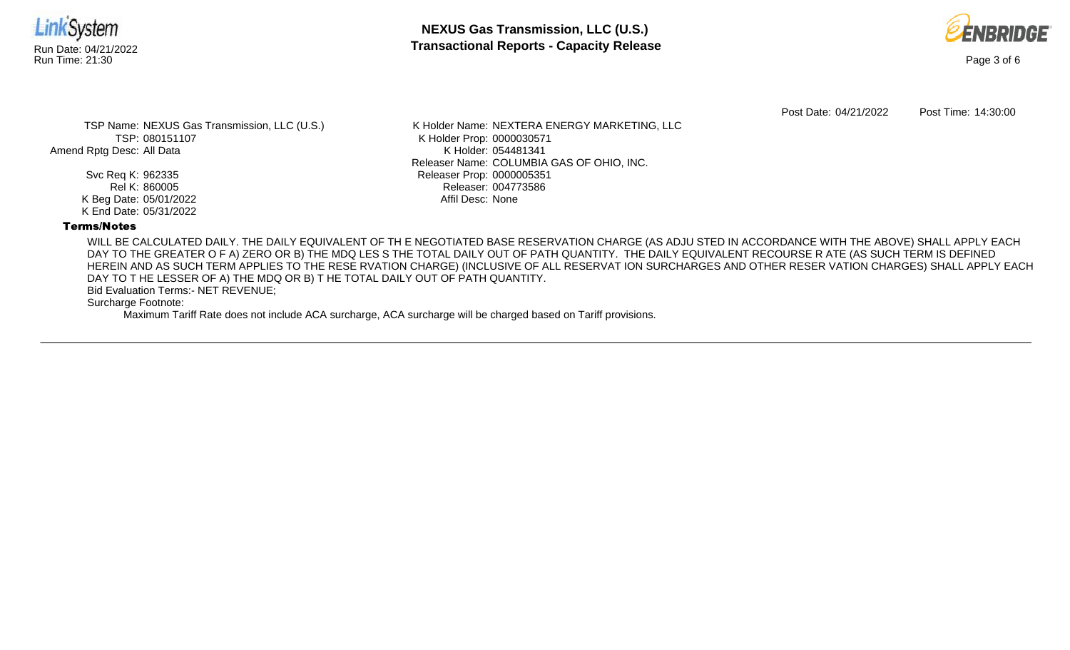Post Date: 04/21/2022 Post Time: 14:30:00

TSP Name: NEXUS Gas Transmission, LLC (U.S.)
TSP: 080151107
Amend Rptg Desc: All Data

Svc Req K: 962335
Rel K: 860005
K Beg Date: 05/01/2022
K End Date: 05/31/2022

K Holder Name: NEXTERA ENERGY MARKETING, LLC
K Holder Prop: 0000030571
K Holder: 054481341
Releaser Name: COLUMBIA GAS OF OHIO, INC.
Releaser Prop: 0000005351
Releaser: 004773586
Affil Desc: None

**Terms/Notes**

WILL BE CALCULATED DAILY. THE DAILY EQUIVALENT OF TH E NEGOTIATED BASE RESERVATION CHARGE (AS ADJU STED IN ACCORDANCE WITH THE ABOVE) SHALL APPLY EACH DAY TO THE GREATER O F A) ZERO OR B) THE MDQ LES S THE TOTAL DAILY OUT OF PATH QUANTITY. THE DAILY EQUIVALENT RECOURSE R ATE (AS SUCH TERM IS DEFINED HEREIN AND AS SUCH TERM APPLIES TO THE RESE RVATION CHARGE) (INCLUSIVE OF ALL RESERVAT ION SURCHARGES AND OTHER RESER VATION CHARGES) SHALL APPLY EACH DAY TO T HE LESSER OF A) THE MDQ OR B) T HE TOTAL DAILY OUT OF PATH QUANTITY.

Bid Evaluation Terms:- NET REVENUE;

Surcharge Footnote:

Maximum Tariff Rate does not include ACA surcharge, ACA surcharge will be charged based on Tariff provisions.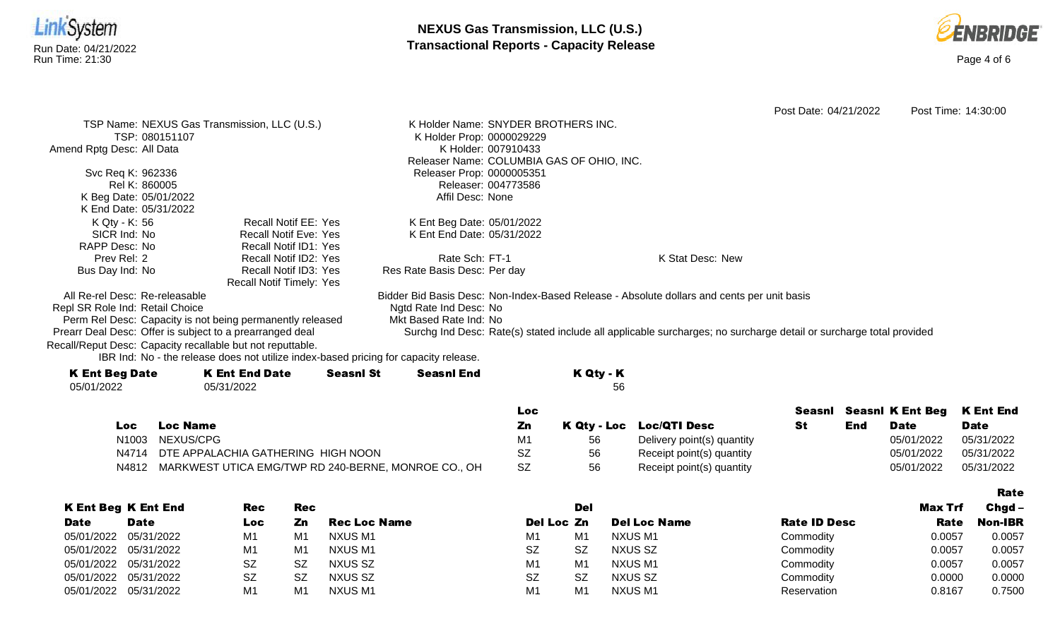Post Date: 04/21/2022 Post Time: 14:30:00

TSP Name: NEXUS Gas Transmission, LLC (U.S.)
TSP: 080151107
Amend Rptg Desc: All Data

Svc Req K: 962336
Rel K: 860005
K Beg Date: 05/01/2022
K End Date: 05/31/2022
K Qty - K: 56
SICR Ind: No
RAPP Desc: No
Prev Rel: 2
Bus Day Ind: No

Recall Notif EE: Yes
Recall Notif Eve: Yes
Recall Notif ID1: Yes
Recall Notif ID2: Yes
Recall Notif ID3: Yes
Recall Notif Timely: Yes

K Holder Name: SNYDER BROTHERS INC.
K Holder Prop: 0000029229
K Holder: 007910433
Releaser Name: COLUMBIA GAS OF OHIO, INC.
Releaser Prop: 0000005351
Releaser: 004773586
Affil Desc: None

K Ent Beg Date: 05/01/2022
K Ent End Date: 05/31/2022

Rate Sch: FT-1
Res Rate Basis Desc: Per day

K Stat Desc: New

All Re-rel Desc: Re-releasable
Repl SR Role Ind: Retail Choice
Perm Rel Desc: Capacity is not being permanently released
Prearr Deal Desc: Offer is subject to a prearranged deal
Recall/Reput Desc: Capacity recallable but not reputtable.
IBR Ind: No - the release does not utilize index-based pricing for capacity release.

Bidder Bid Basis Desc: Non-Index-Based Release - Absolute dollars and cents per unit basis
Ngtd Rate Ind Desc: No
Mkt Based Rate Ind: No
Surchg Ind Desc: Rate(s) stated include all applicable surcharges; no surcharge detail or surcharge total provided

| K Ent Beg Date | K Ent End Date | Seasnl St | Seasnl End | K Qty - K |
|---|---|---|---|---|
| 05/01/2022 | 05/31/2022 | | | 56 |

| Loc | Loc Name | Loc Zn | K Qty - Loc | Loc/QTI Desc | Seasnl St | Seasnl End | K Ent Beg Date | K Ent End Date |
|---|---|---|---|---|---|---|---|---|
| N1003 | NEXUS/CPG | M1 | 56 | Delivery point(s) quantity | | | 05/01/2022 | 05/31/2022 |
| N4714 | DTE APPALACHIA GATHERING HIGH NOON | SZ | 56 | Receipt point(s) quantity | | | 05/01/2022 | 05/31/2022 |
| N4812 | MARKWEST UTICA EMG/TWP RD 240-BERNE, MONROE CO., OH | SZ | 56 | Receipt point(s) quantity | | | 05/01/2022 | 05/31/2022 |

| K Ent Beg Date | K Ent End Date | Rec Loc | Rec Zn | Rec Loc Name | Del Loc | Del Zn | Del Loc Name | Rate ID Desc | Max Trf Rate | Rate Chgd – Non-IBR |
|---|---|---|---|---|---|---|---|---|---|---|
| 05/01/2022 | 05/31/2022 | M1 | M1 | NXUS M1 | M1 | M1 | NXUS M1 | Commodity | 0.0057 | 0.0057 |
| 05/01/2022 | 05/31/2022 | M1 | M1 | NXUS M1 | SZ | SZ | NXUS SZ | Commodity | 0.0057 | 0.0057 |
| 05/01/2022 | 05/31/2022 | SZ | SZ | NXUS SZ | M1 | M1 | NXUS M1 | Commodity | 0.0057 | 0.0057 |
| 05/01/2022 | 05/31/2022 | SZ | SZ | NXUS SZ | SZ | SZ | NXUS SZ | Commodity | 0.0000 | 0.0000 |
| 05/01/2022 | 05/31/2022 | M1 | M1 | NXUS M1 | M1 | M1 | NXUS M1 | Reservation | 0.8167 | 0.7500 |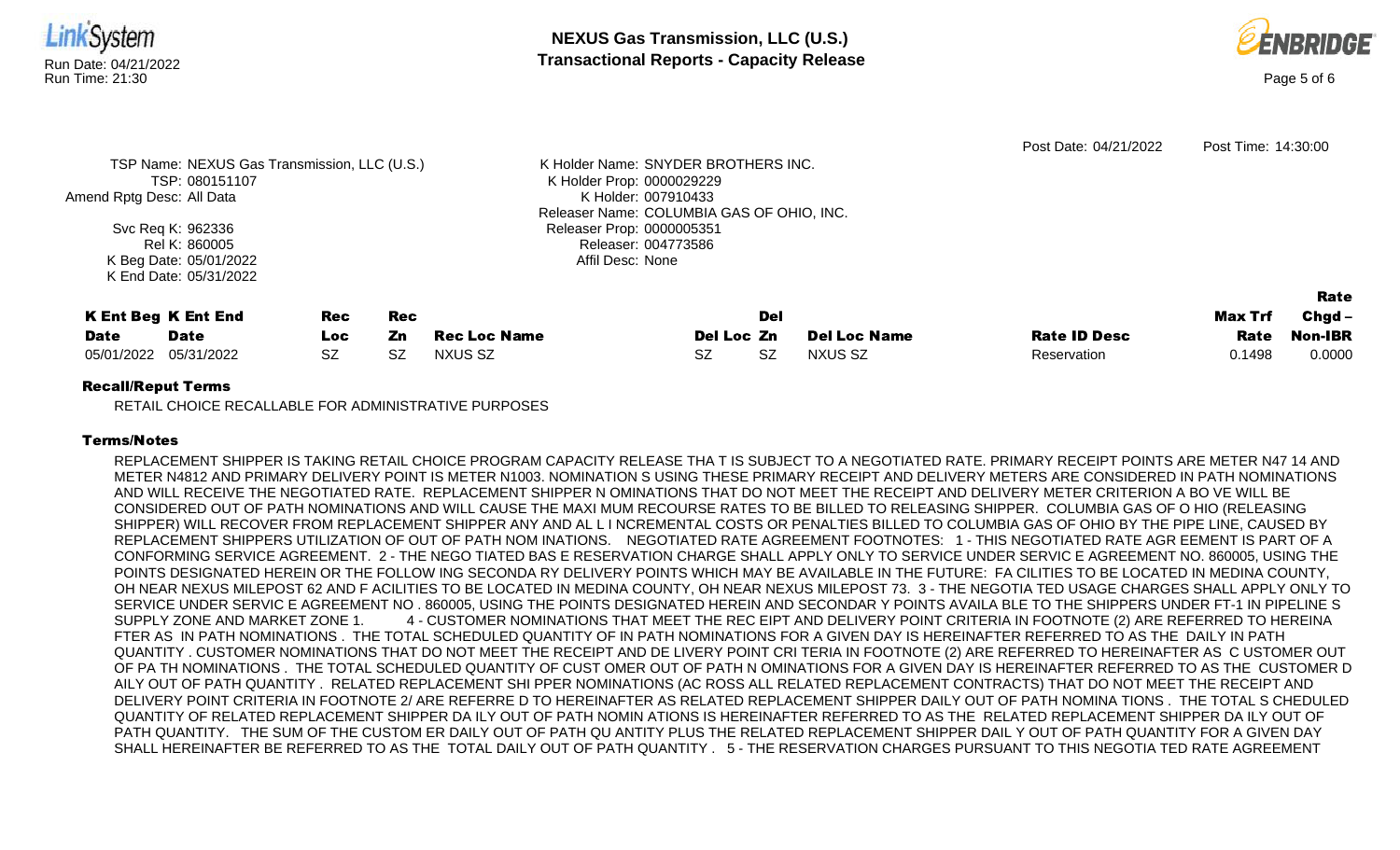Post Date: 04/21/2022 Post Time: 14:30:00

TSP Name: NEXUS Gas Transmission, LLC (U.S.)
TSP: 080151107
Amend Rptg Desc: All Data

Svc Req K: 962336
Rel K: 860005
K Beg Date: 05/01/2022
K End Date: 05/31/2022

K Holder Name: SNYDER BROTHERS INC.
K Holder Prop: 0000029229
K Holder: 007910433
Releaser Name: COLUMBIA GAS OF OHIO, INC.
Releaser Prop: 0000005351
Releaser: 004773586
Affil Desc: None

| K Ent Beg Date | K Ent End Date | Rec Loc | Rec Zn | Rec Loc Name | Del Loc | Del Zn | Del Loc Name | Rate ID Desc | Max Trf Rate | Rate Chgd – Non-IBR |
|---|---|---|---|---|---|---|---|---|---|---|
| 05/01/2022 | 05/31/2022 | SZ | SZ | NXUS SZ | SZ | SZ | NXUS SZ | Reservation | 0.1498 | 0.0000 |

**Recall/Reput Terms**

RETAIL CHOICE RECALLABLE FOR ADMINISTRATIVE PURPOSES

**Terms/Notes**

REPLACEMENT SHIPPER IS TAKING RETAIL CHOICE PROGRAM CAPACITY RELEASE THA T IS SUBJECT TO A NEGOTIATED RATE. PRIMARY RECEIPT POINTS ARE METER N47 14 AND METER N4812 AND PRIMARY DELIVERY POINT IS METER N1003. NOMINATION S USING THESE PRIMARY RECEIPT AND DELIVERY METERS ARE CONSIDERED IN PATH NOMINATIONS AND WILL RECEIVE THE NEGOTIATED RATE. REPLACEMENT SHIPPER N OMINATIONS THAT DO NOT MEET THE RECEIPT AND DELIVERY METER CRITERION A BO VE WILL BE CONSIDERED OUT OF PATH NOMINATIONS AND WILL CAUSE THE MAXI MUM RECOURSE RATES TO BE BILLED TO RELEASING SHIPPER. COLUMBIA GAS OF O HIO (RELEASING SHIPPER) WILL RECOVER FROM REPLACEMENT SHIPPER ANY AND AL L I NCREMENTAL COSTS OR PENALTIES BILLED TO COLUMBIA GAS OF OHIO BY THE PIPE LINE, CAUSED BY REPLACEMENT SHIPPERS UTILIZATION OF OUT OF PATH NOM INATIONS. NEGOTIATED RATE AGREEMENT FOOTNOTES: 1 - THIS NEGOTIATED RATE AGR EEMENT IS PART OF A CONFORMING SERVICE AGREEMENT. 2 - THE NEGO TIATED BAS E RESERVATION CHARGE SHALL APPLY ONLY TO SERVICE UNDER SERVIC E AGREEMENT NO. 860005, USING THE POINTS DESIGNATED HEREIN OR THE FOLLOW ING SECONDA RY DELIVERY POINTS WHICH MAY BE AVAILABLE IN THE FUTURE: FA CILITIES TO BE LOCATED IN MEDINA COUNTY, OH NEAR NEXUS MILEPOST 62 AND F ACILITIES TO BE LOCATED IN MEDINA COUNTY, OH NEAR NEXUS MILEPOST 73. 3 - THE NEGOTIA TED USAGE CHARGES SHALL APPLY ONLY TO SERVICE UNDER SERVIC E AGREEMENT NO . 860005, USING THE POINTS DESIGNATED HEREIN AND SECONDAR Y POINTS AVAILA BLE TO THE SHIPPERS UNDER FT-1 IN PIPELINE S SUPPLY ZONE AND MARKET ZONE 1. 4 - CUSTOMER NOMINATIONS THAT MEET THE REC EIPT AND DELIVERY POINT CRITERIA IN FOOTNOTE (2) ARE REFERRED TO HEREINA FTER AS IN PATH NOMINATIONS . THE TOTAL SCHEDULED QUANTITY OF IN PATH NOMINATIONS FOR A GIVEN DAY IS HEREINAFTER REFERRED TO AS THE DAILY IN PATH QUANTITY . CUSTOMER NOMINATIONS THAT DO NOT MEET THE RECEIPT AND DE LIVERY POINT CRI TERIA IN FOOTNOTE (2) ARE REFERRED TO HEREINAFTER AS C USTOMER OUT OF PA TH NOMINATIONS . THE TOTAL SCHEDULED QUANTITY OF CUST OMER OUT OF PATH N OMINATIONS FOR A GIVEN DAY IS HEREINAFTER REFERRED TO AS THE CUSTOMER D AILY OUT OF PATH QUANTITY . RELATED REPLACEMENT SHI PPER NOMINATIONS (AC ROSS ALL RELATED REPLACEMENT CONTRACTS) THAT DO NOT MEET THE RECEIPT AND DELIVERY POINT CRITERIA IN FOOTNOTE 2/ ARE REFERRE D TO HEREINAFTER AS RELATED REPLACEMENT SHIPPER DAILY OUT OF PATH NOMINA TIONS . THE TOTAL S CHEDULED QUANTITY OF RELATED REPLACEMENT SHIPPER DA ILY OUT OF PATH NOMIN ATIONS IS HEREINAFTER REFERRED TO AS THE RELATED REPLACEMENT SHIPPER DA ILY OUT OF PATH QUANTITY. THE SUM OF THE CUSTOM ER DAILY OUT OF PATH QU ANTITY PLUS THE RELATED REPLACEMENT SHIPPER DAIL Y OUT OF PATH QUANTITY FOR A GIVEN DAY SHALL HEREINAFTER BE REFERRED TO AS THE TOTAL DAILY OUT OF PATH QUANTITY . 5 - THE RESERVATION CHARGES PURSUANT TO THIS NEGOTIA TED RATE AGREEMENT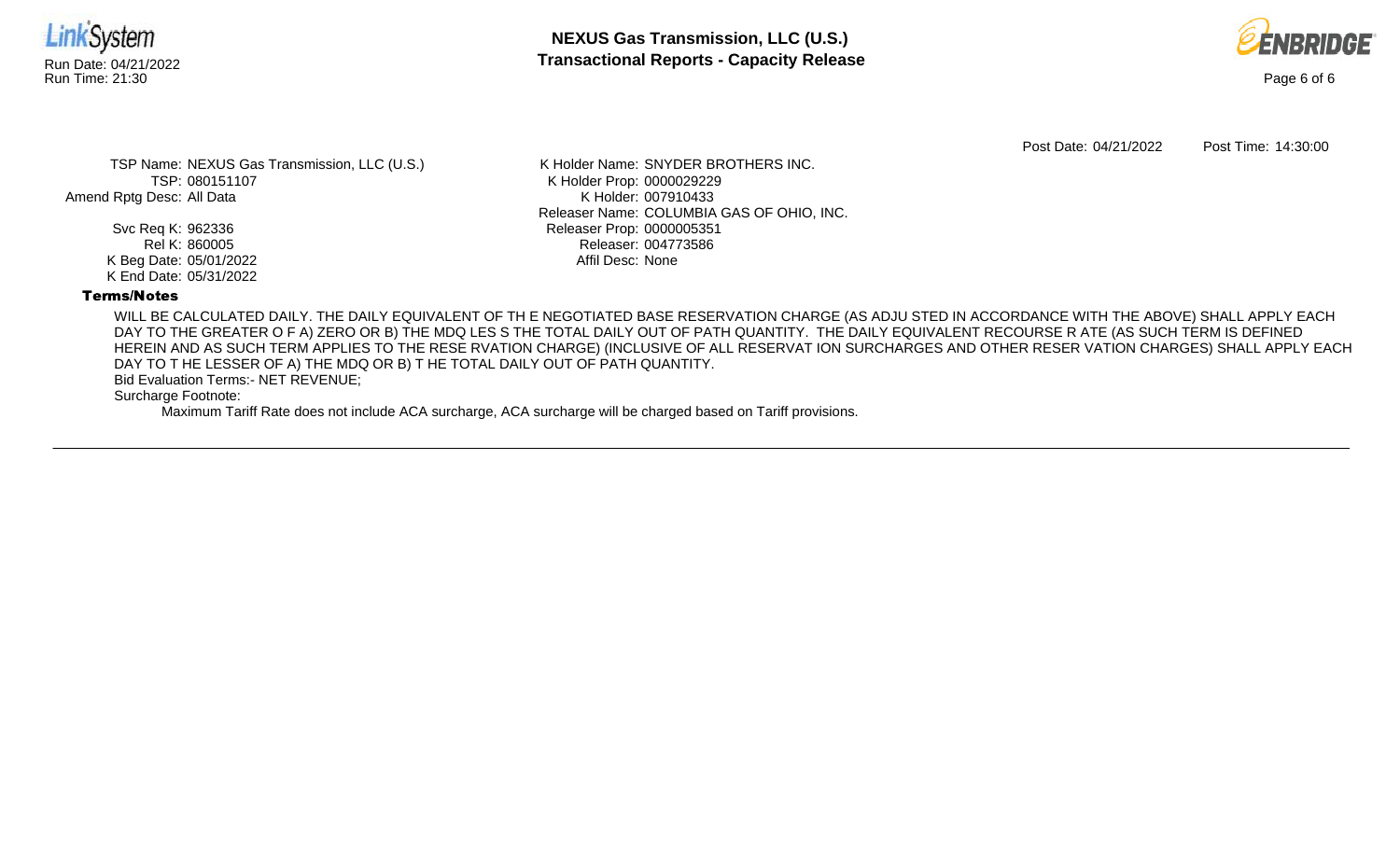Post Date: 04/21/2022 Post Time: 14:30:00

TSP Name: NEXUS Gas Transmission, LLC (U.S.)
TSP: 080151107
Amend Rptg Desc: All Data

Svc Req K: 962336
Rel K: 860005
K Beg Date: 05/01/2022
K End Date: 05/31/2022

K Holder Name: SNYDER BROTHERS INC.
K Holder Prop: 0000029229
K Holder: 007910433
Releaser Name: COLUMBIA GAS OF OHIO, INC.
Releaser Prop: 0000005351
Releaser: 004773586
Affil Desc: None

**Terms/Notes**

WILL BE CALCULATED DAILY. THE DAILY EQUIVALENT OF TH E NEGOTIATED BASE RESERVATION CHARGE (AS ADJU STED IN ACCORDANCE WITH THE ABOVE) SHALL APPLY EACH DAY TO THE GREATER O F A) ZERO OR B) THE MDQ LES S THE TOTAL DAILY OUT OF PATH QUANTITY. THE DAILY EQUIVALENT RECOURSE R ATE (AS SUCH TERM IS DEFINED HEREIN AND AS SUCH TERM APPLIES TO THE RESE RVATION CHARGE) (INCLUSIVE OF ALL RESERVAT ION SURCHARGES AND OTHER RESER VATION CHARGES) SHALL APPLY EACH DAY TO T HE LESSER OF A) THE MDQ OR B) T HE TOTAL DAILY OUT OF PATH QUANTITY.

Bid Evaluation Terms:- NET REVENUE;

Surcharge Footnote:

Maximum Tariff Rate does not include ACA surcharge, ACA surcharge will be charged based on Tariff provisions.